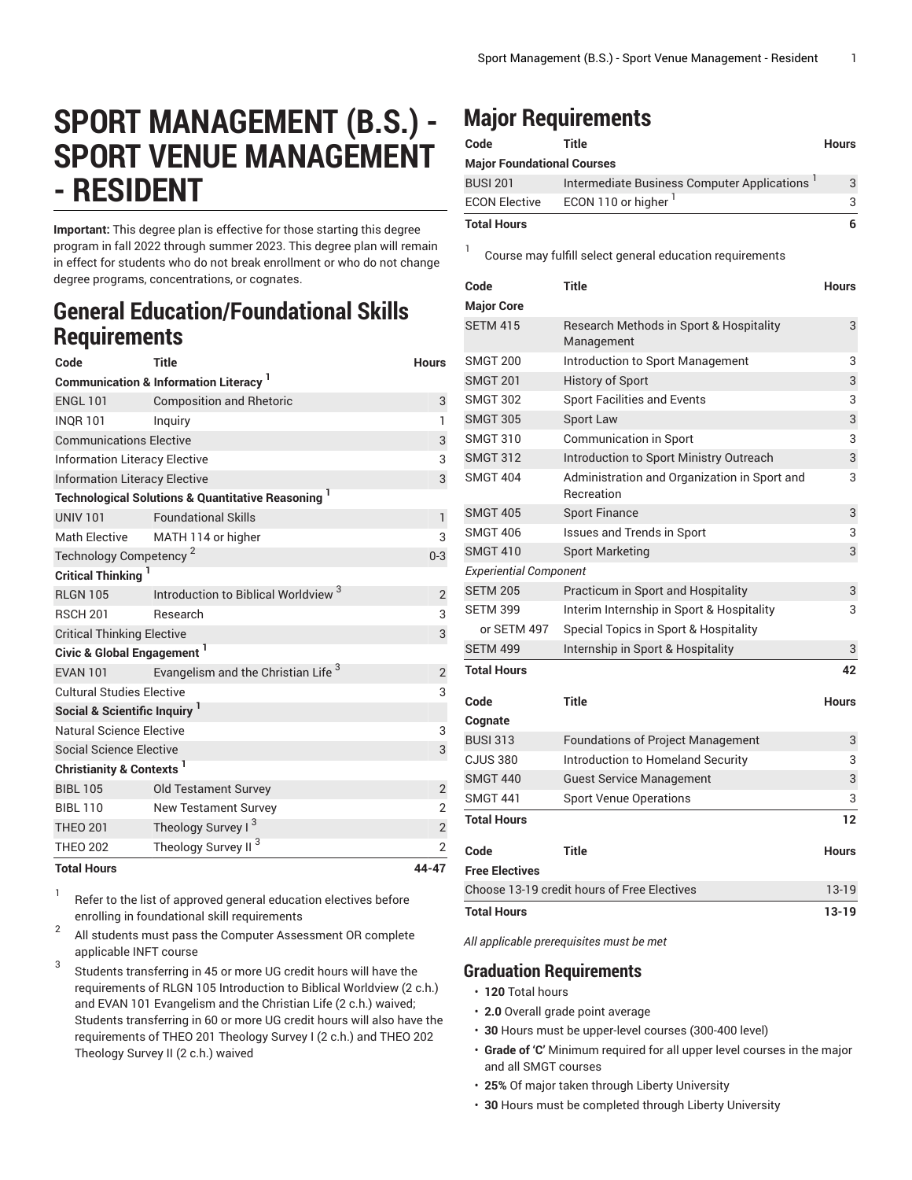# SPORT MANAGEMENT (B.S.) - SPORT VENUE MANAGEMENT - RESIDENT

**Important:** This degree plan is effective for those starting this degree program in fall 2022 through summer 2023. This degree plan will remain in effect for students who do not break enrollment or who do not change degree programs, concentrations, or cognates.

## General Education/Foundational Skills Requirements

| Code | Title | Hours |
|---|---|---|
| **Communication & Information Literacy** [1] | | |
| ENGL 101 | Composition and Rhetoric | 3 |
| INQR 101 | Inquiry | 1 |
| Communications Elective | | 3 |
| Information Literacy Elective | | 3 |
| Information Literacy Elective | | 3 |
| **Technological Solutions & Quantitative Reasoning** [1] | | |
| UNIV 101 | Foundational Skills | 1 |
| Math Elective | MATH 114 or higher | 3 |
| Technology Competency [2] | | 0-3 |
| **Critical Thinking** [1] | | |
| RLGN 105 | Introduction to Biblical Worldview [3] | 2 |
| RSCH 201 | Research | 3 |
| Critical Thinking Elective | | 3 |
| **Civic & Global Engagement** [1] | | |
| EVAN 101 | Evangelism and the Christian Life [3] | 2 |
| Cultural Studies Elective | | 3 |
| **Social & Scientific Inquiry** [1] | | |
| Natural Science Elective | | 3 |
| Social Science Elective | | 3 |
| **Christianity & Contexts** [1] | | |
| BIBL 105 | Old Testament Survey | 2 |
| BIBL 110 | New Testament Survey | 2 |
| THEO 201 | Theology Survey I [3] | 2 |
| THEO 202 | Theology Survey II [3] | 2 |
| **Total Hours** | | **44-47** |

1. Refer to the list of approved general education electives before enrolling in foundational skill requirements
2. All students must pass the Computer Assessment OR complete applicable INFT course
3. Students transferring in 45 or more UG credit hours will have the requirements of RLGN 105 Introduction to Biblical Worldview (2 c.h.) and EVAN 101 Evangelism and the Christian Life (2 c.h.) waived; Students transferring in 60 or more UG credit hours will also have the requirements of THEO 201 Theology Survey I (2 c.h.) and THEO 202 Theology Survey II (2 c.h.) waived

## Major Requirements

| Code | Title | Hours |
|---|---|---|
| **Major Foundational Courses** | | |
| BUSI 201 | Intermediate Business Computer Applications [1] | 3 |
| ECON Elective | ECON 110 or higher [1] | 3 |
| **Total Hours** | | **6** |

1. Course may fulfill select general education requirements

| Code | Title | Hours |
|---|---|---|
| **Major Core** | | |
| SETM 415 | Research Methods in Sport & Hospitality Management | 3 |
| SMGT 200 | Introduction to Sport Management | 3 |
| SMGT 201 | History of Sport | 3 |
| SMGT 302 | Sport Facilities and Events | 3 |
| SMGT 305 | Sport Law | 3 |
| SMGT 310 | Communication in Sport | 3 |
| SMGT 312 | Introduction to Sport Ministry Outreach | 3 |
| SMGT 404 | Administration and Organization in Sport and Recreation | 3 |
| SMGT 405 | Sport Finance | 3 |
| SMGT 406 | Issues and Trends in Sport | 3 |
| SMGT 410 | Sport Marketing | 3 |
| *Experiential Component* | | |
| SETM 205 | Practicum in Sport and Hospitality | 3 |
| SETM 399 | Interim Internship in Sport & Hospitality | 3 |
| or SETM 497 | Special Topics in Sport & Hospitality | |
| SETM 499 | Internship in Sport & Hospitality | 3 |
| **Total Hours** | | **42** |

| Code | Title | Hours |
|---|---|---|
| **Cognate** | | |
| BUSI 313 | Foundations of Project Management | 3 |
| CJUS 380 | Introduction to Homeland Security | 3 |
| SMGT 440 | Guest Service Management | 3 |
| SMGT 441 | Sport Venue Operations | 3 |
| **Total Hours** | | **12** |

| Code | Title | Hours |
|---|---|---|
| **Free Electives** | | |
| Choose 13-19 credit hours of Free Electives | | 13-19 |
| **Total Hours** | | **13-19** |

*All applicable prerequisites must be met*

## Graduation Requirements

- **120** Total hours
- **2.0** Overall grade point average
- **30** Hours must be upper-level courses (300-400 level)
- **Grade of 'C'** Minimum required for all upper level courses in the major and all SMGT courses
- **25%** Of major taken through Liberty University
- **30** Hours must be completed through Liberty University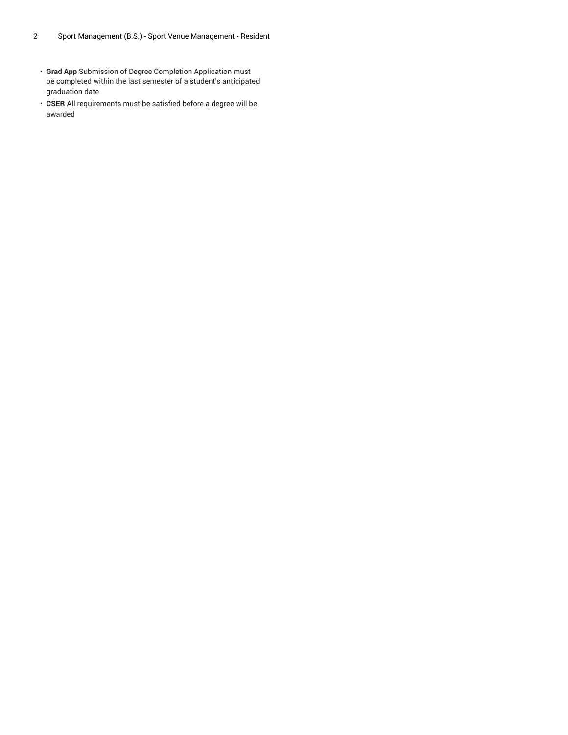- **Grad App** Submission of Degree Completion Application must be completed within the last semester of a student's anticipated graduation date
- **CSER** All requirements must be satisfied before a degree will be awarded